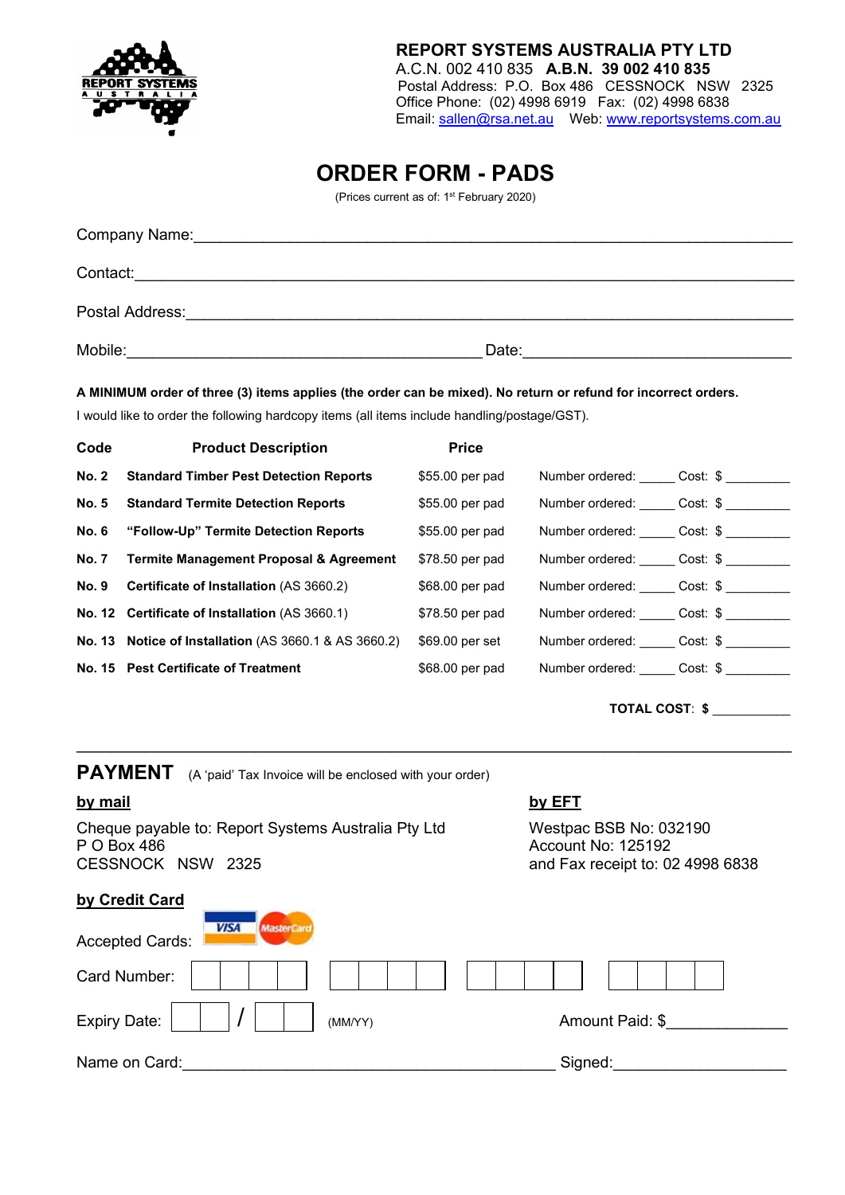**REPORT SYSTEMS AUSTRALIA PTY LTD**
A.C.N. 002 410 835 **A.B.N. 39 002 410 835**
Postal Address: P.O. Box 486 CESSNOCK NSW 2325
Office Phone: (02) 4998 6919 Fax: (02) 4998 6838
Email: sallen@rsa.net.au Web: www.reportsystems.com.au

# ORDER FORM - PADS

(Prices current as of: 1st February 2020)

Company Name:___________________________________________________________

Contact:_________________________________________________________________

Postal Address:___________________________________________________________

Mobile:______________________________________ Date:_____________________________

**A MINIMUM order of three (3) items applies (the order can be mixed). No return or refund for incorrect orders.**

I would like to order the following hardcopy items (all items include handling/postage/GST).

| Code | Product Description | Price | | |
|---|---|---|---|---|
| **No. 2** | **Standard Timber Pest Detection Reports** | $55.00 per pad | Number ordered: _____ | Cost: $ _________ |
| **No. 5** | **Standard Termite Detection Reports** | $55.00 per pad | Number ordered: _____ | Cost: $ _________ |
| **No. 6** | **"Follow-Up" Termite Detection Reports** | $55.00 per pad | Number ordered: _____ | Cost: $ _________ |
| **No. 7** | **Termite Management Proposal & Agreement** | $78.50 per pad | Number ordered: _____ | Cost: $ _________ |
| **No. 9** | **Certificate of Installation** (AS 3660.2) | $68.00 per pad | Number ordered: _____ | Cost: $ _________ |
| **No. 12** | **Certificate of Installation** (AS 3660.1) | $78.50 per pad | Number ordered: _____ | Cost: $ _________ |
| **No. 13** | **Notice of Installation** (AS 3660.1 & AS 3660.2) | $69.00 per set | Number ordered: _____ | Cost: $ _________ |
| **No. 15** | **Pest Certificate of Treatment** | $68.00 per pad | Number ordered: _____ | Cost: $ _________ |

**TOTAL COST: $** ___________

## PAYMENT

(A 'paid' Tax Invoice will be enclosed with your order)

**by mail**

Cheque payable to: Report Systems Australia Pty Ltd
P O Box 486
CESSNOCK NSW 2325

**by EFT**

Westpac BSB No: 032190
Account No: 125192
and Fax receipt to: 02 4998 6838

**by Credit Card**

Accepted Cards: VISA MasterCard

Card Number: [ | | | ] [ | | | ] [ | | | ] [ | | | ]

Expiry Date: [ | ] / [ | ] (MM/YY)

Amount Paid: $______________

Name on Card:_________________________________________ Signed:____________________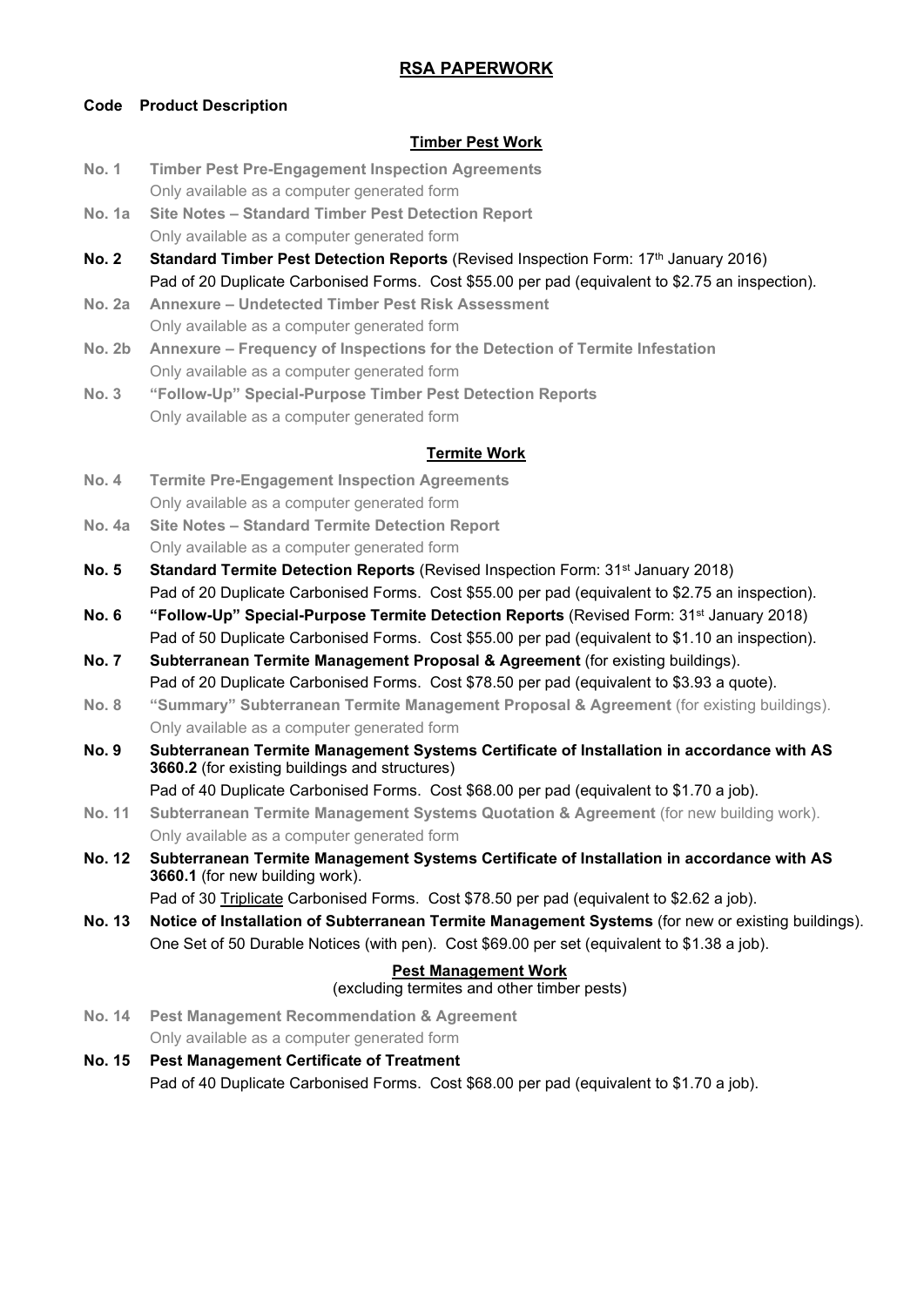## RSA PAPERWORK

**Code Product Description**

### Timber Pest Work

**No. 1** **Timber Pest Pre-Engagement Inspection Agreements**
Only available as a computer generated form

**No. 1a** **Site Notes – Standard Timber Pest Detection Report**
Only available as a computer generated form

**No. 2** **Standard Timber Pest Detection Reports** (Revised Inspection Form: 17th January 2016)
Pad of 20 Duplicate Carbonised Forms. Cost $55.00 per pad (equivalent to $2.75 an inspection).

**No. 2a** **Annexure – Undetected Timber Pest Risk Assessment**
Only available as a computer generated form

**No. 2b** **Annexure – Frequency of Inspections for the Detection of Termite Infestation**
Only available as a computer generated form

**No. 3** **"Follow-Up" Special-Purpose Timber Pest Detection Reports**
Only available as a computer generated form

### Termite Work

**No. 4** **Termite Pre-Engagement Inspection Agreements**
Only available as a computer generated form

**No. 4a** **Site Notes – Standard Termite Detection Report**
Only available as a computer generated form

**No. 5** **Standard Termite Detection Reports** (Revised Inspection Form: 31st January 2018)
Pad of 20 Duplicate Carbonised Forms. Cost $55.00 per pad (equivalent to $2.75 an inspection).

**No. 6** **"Follow-Up" Special-Purpose Termite Detection Reports** (Revised Form: 31st January 2018)
Pad of 50 Duplicate Carbonised Forms. Cost $55.00 per pad (equivalent to $1.10 an inspection).

**No. 7** **Subterranean Termite Management Proposal & Agreement** (for existing buildings).
Pad of 20 Duplicate Carbonised Forms. Cost $78.50 per pad (equivalent to $3.93 a quote).

**No. 8** **"Summary" Subterranean Termite Management Proposal & Agreement** (for existing buildings).
Only available as a computer generated form

**No. 9** **Subterranean Termite Management Systems Certificate of Installation in accordance with AS 3660.2** (for existing buildings and structures)
Pad of 40 Duplicate Carbonised Forms. Cost $68.00 per pad (equivalent to $1.70 a job).

**No. 11** **Subterranean Termite Management Systems Quotation & Agreement** (for new building work).
Only available as a computer generated form

**No. 12** **Subterranean Termite Management Systems Certificate of Installation in accordance with AS 3660.1** (for new building work).
Pad of 30 Triplicate Carbonised Forms. Cost $78.50 per pad (equivalent to $2.62 a job).

**No. 13** **Notice of Installation of Subterranean Termite Management Systems** (for new or existing buildings).
One Set of 50 Durable Notices (with pen). Cost $69.00 per set (equivalent to $1.38 a job).

### Pest Management Work
(excluding termites and other timber pests)

**No. 14** **Pest Management Recommendation & Agreement**
Only available as a computer generated form

**No. 15** **Pest Management Certificate of Treatment**
Pad of 40 Duplicate Carbonised Forms. Cost $68.00 per pad (equivalent to $1.70 a job).